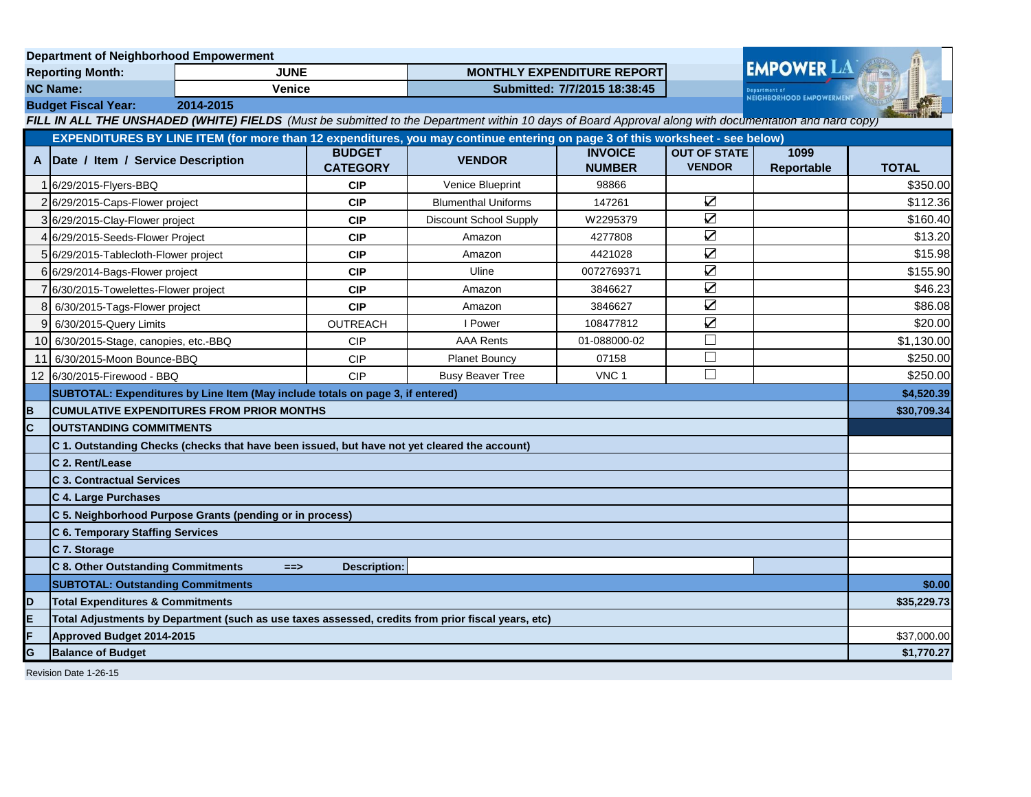**Department of Neighborhood Empowerment**

| | | | |
|---|---|---|---|
| **Reporting Month:** | **JUNE** | **MONTHLY EXPENDITURE REPORT** | |
| **NC Name:** | **Venice** | **Submitted: 7/7/2015 18:38:45** | |
| **Budget Fiscal Year:** | **2014-2015** | | |

***FILL IN ALL THE UNSHADED (WHITE) FIELDS*** *(Must be submitted to the Department within 10 days of Board Approval along with documentation and hard copy)*

**EXPENDITURES BY LINE ITEM (for more than 12 expenditures, you may continue entering on page 3 of this worksheet - see below)**

| A | Date / Item / Service Description | BUDGET CATEGORY | VENDOR | INVOICE NUMBER | OUT OF STATE VENDOR | 1099 Reportable | TOTAL |
|---|---|---|---|---|---|---|---|
| 1 | 6/29/2015-Flyers-BBQ | CIP | Venice Blueprint | 98866 | | | $350.00 |
| 2 | 6/29/2015-Caps-Flower project | CIP | Blumenthal Uniforms | 147261 | ☑ | | $112.36 |
| 3 | 6/29/2015-Clay-Flower project | CIP | Discount School Supply | W2295379 | ☑ | | $160.40 |
| 4 | 6/29/2015-Seeds-Flower Project | CIP | Amazon | 4277808 | ☑ | | $13.20 |
| 5 | 6/29/2015-Tablecloth-Flower project | CIP | Amazon | 4421028 | ☑ | | $15.98 |
| 6 | 6/29/2014-Bags-Flower project | CIP | Uline | 0072769371 | ☑ | | $155.90 |
| 7 | 6/30/2015-Towelettes-Flower project | CIP | Amazon | 3846627 | ☑ | | $46.23 |
| 8 | 6/30/2015-Tags-Flower project | CIP | Amazon | 3846627 | ☑ | | $86.08 |
| 9 | 6/30/2015-Query Limits | OUTREACH | I Power | 108477812 | ☑ | | $20.00 |
| 10 | 6/30/2015-Stage, canopies, etc.-BBQ | CIP | AAA Rents | 01-088000-02 | ☐ | | $1,130.00 |
| 11 | 6/30/2015-Moon Bounce-BBQ | CIP | Planet Bouncy | 07158 | ☐ | | $250.00 |
| 12 | 6/30/2015-Firewood - BBQ | CIP | Busy Beaver Tree | VNC 1 | ☐ | | $250.00 |
| | **SUBTOTAL: Expenditures by Line Item (May include totals on page 3, if entered)** | | | | | | **$4,520.39** |
| **B** | **CUMULATIVE EXPENDITURES FROM PRIOR MONTHS** | | | | | | **$30,709.34** |
| **C** | **OUTSTANDING COMMITMENTS** | | | | | | |
| | **C 1. Outstanding Checks (checks that have been issued, but have not yet cleared the account)** | | | | | | |
| | **C 2. Rent/Lease** | | | | | | |
| | **C 3. Contractual Services** | | | | | | |
| | **C 4. Large Purchases** | | | | | | |
| | **C 5. Neighborhood Purpose Grants (pending or in process)** | | | | | | |
| | **C 6. Temporary Staffing Services** | | | | | | |
| | **C 7. Storage** | | | | | | |
| | **C 8. Other Outstanding Commitments ==>** | **Description:** | | | | | |
| | **SUBTOTAL: Outstanding Commitments** | | | | | | **$0.00** |
| **D** | **Total Expenditures & Commitments** | | | | | | **$35,229.73** |
| **E** | **Total Adjustments by Department (such as use taxes assessed, credits from prior fiscal years, etc)** | | | | | | |
| **F** | **Approved Budget 2014-2015** | | | | | | $37,000.00 |
| **G** | **Balance of Budget** | | | | | | **$1,770.27** |

Revision Date 1-26-15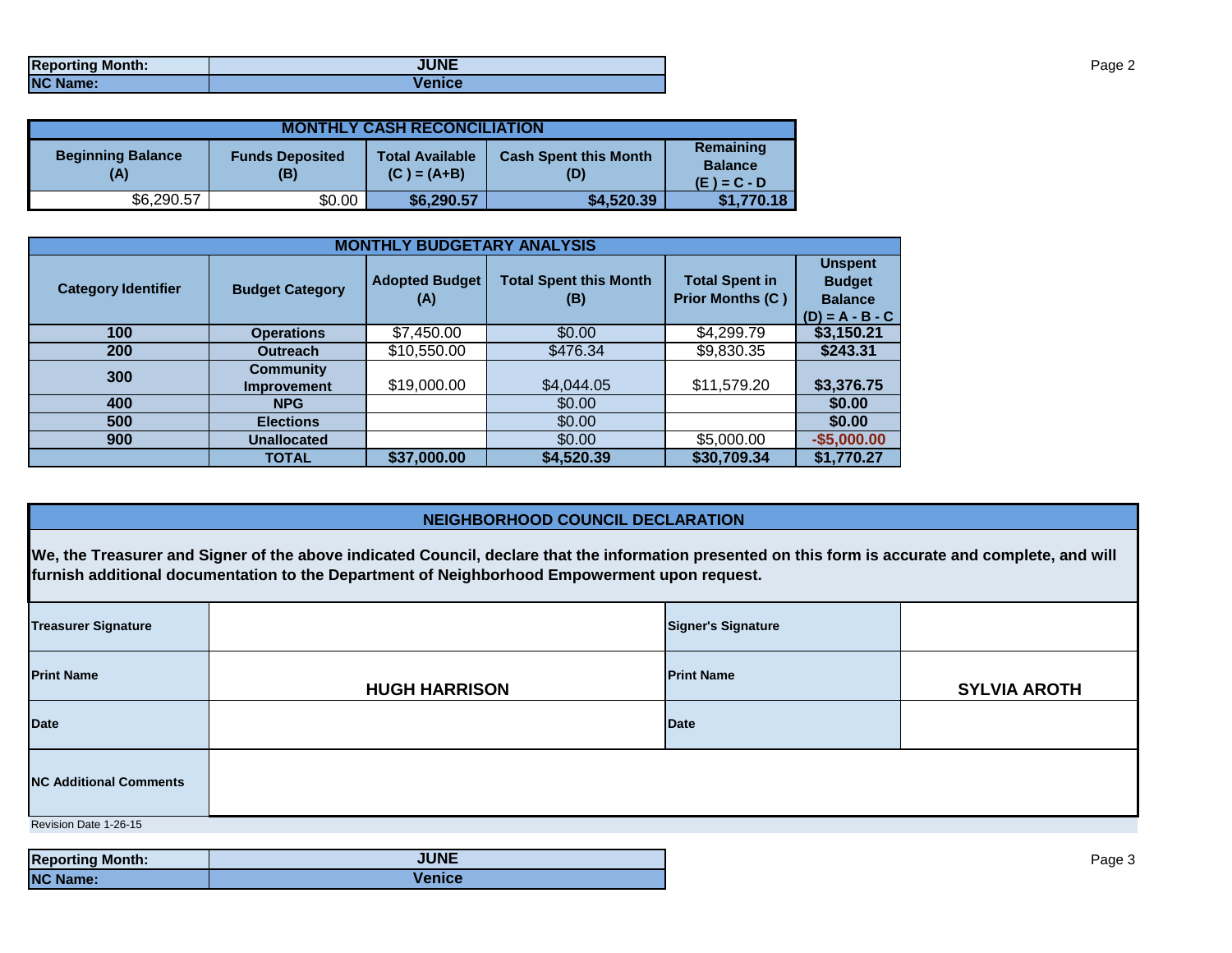| Reporting Month: | JUNE |
| --- | --- |
| NC Name: | Venice |

| MONTHLY CASH RECONCILIATION | | | | |
| --- | --- | --- | --- | --- |
| Beginning Balance (A) | Funds Deposited (B) | Total Available (C ) = (A+B) | Cash Spent this Month (D) | Remaining Balance (E ) = C - D |
| $6,290.57 | $0.00 | $6,290.57 | $4,520.39 | $1,770.18 |

| MONTHLY BUDGETARY ANALYSIS | | | | | |
| --- | --- | --- | --- | --- | --- |
| Category Identifier | Budget Category | Adopted Budget (A) | Total Spent this Month (B) | Total Spent in Prior Months (C ) | Unspent Budget Balance (D) = A - B - C |
| 100 | Operations | $7,450.00 | $0.00 | $4,299.79 | $3,150.21 |
| 200 | Outreach | $10,550.00 | $476.34 | $9,830.35 | $243.31 |
| 300 | Community Improvement | $19,000.00 | $4,044.05 | $11,579.20 | $3,376.75 |
| 400 | NPG | | $0.00 | | $0.00 |
| 500 | Elections | | $0.00 | | $0.00 |
| 900 | Unallocated | | $0.00 | $5,000.00 | -$5,000.00 |
| | TOTAL | $37,000.00 | $4,520.39 | $30,709.34 | $1,770.27 |

## NEIGHBORHOOD COUNCIL DECLARATION

**We, the Treasurer and Signer of the above indicated Council, declare that the information presented on this form is accurate and complete, and will furnish additional documentation to the Department of Neighborhood Empowerment upon request.**

| Treasurer Signature | | Signer's Signature | |
| --- | --- | --- | --- |
| Print Name | HUGH HARRISON | Print Name | SYLVIA AROTH |
| Date | | Date | |
| NC Additional Comments | | | |

Revision Date 1-26-15

| Reporting Month: | JUNE |
| --- | --- |
| NC Name: | Venice |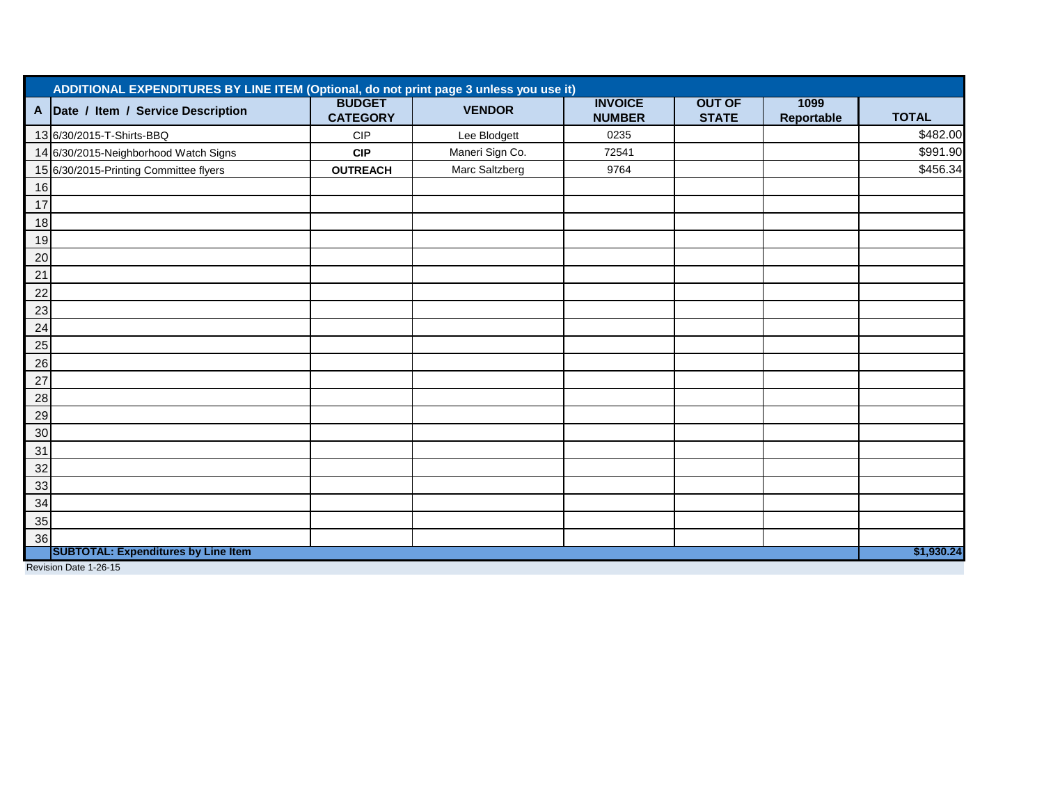## ADDITIONAL EXPENDITURES BY LINE ITEM (Optional, do not print page 3 unless you use it)

| A | Date / Item / Service Description | BUDGET CATEGORY | VENDOR | INVOICE NUMBER | OUT OF STATE | 1099 Reportable | TOTAL |
|---|---|---|---|---|---|---|---|
| 13 | 6/30/2015-T-Shirts-BBQ | CIP | Lee Blodgett | 0235 | | | $482.00 |
| 14 | 6/30/2015-Neighborhood Watch Signs | **CIP** | Maneri Sign Co. | 72541 | | | $991.90 |
| 15 | 6/30/2015-Printing Committee flyers | **OUTREACH** | Marc Saltzberg | 9764 | | | $456.34 |
| 16 | | | | | | | |
| 17 | | | | | | | |
| 18 | | | | | | | |
| 19 | | | | | | | |
| 20 | | | | | | | |
| 21 | | | | | | | |
| 22 | | | | | | | |
| 23 | | | | | | | |
| 24 | | | | | | | |
| 25 | | | | | | | |
| 26 | | | | | | | |
| 27 | | | | | | | |
| 28 | | | | | | | |
| 29 | | | | | | | |
| 30 | | | | | | | |
| 31 | | | | | | | |
| 32 | | | | | | | |
| 33 | | | | | | | |
| 34 | | | | | | | |
| 35 | | | | | | | |
| 36 | | | | | | | |
| | **SUBTOTAL: Expenditures by Line Item** | | | | | | **$1,930.24** |

Revision Date 1-26-15